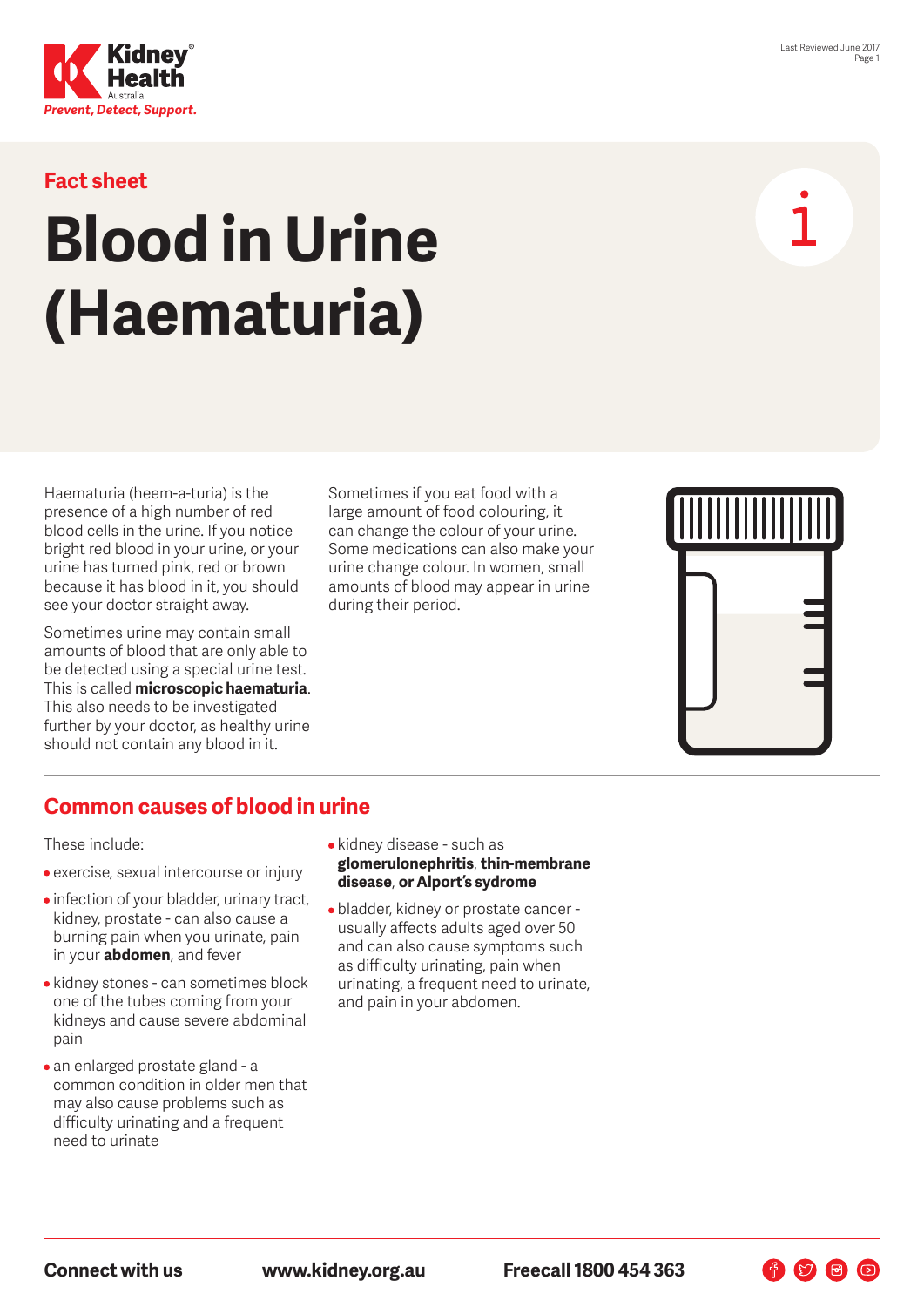Fact sheet

# Blood in Urine (Haematuria)

Haematuria (heem-a-turia) is the presence of a high number of red blood cells in the urine. If you notice bright red blood in your urine, or your urine has turned pink, red or brown because it has blood in it, you should see your doctor straight away.

Sometimes urine may contain small amounts of blood that are only able to be detected using a special urine test. This is called **microscopic haematuria**. This also needs to be investigated further by your doctor, as healthy urine should not contain any blood in it.

Sometimes if you eat food with a large amount of food colouring, it can change the colour of your urine. Some medications can also make your urine change colour. In women, small amounts of blood may appear in urine during their period.

## Common causes of blood in urine

These include:

- exercise, sexual intercourse or injury
- infection of your bladder, urinary tract, kidney, prostate - can also cause a burning pain when you urinate, pain in your **abdomen**, and fever
- kidney stones - can sometimes block one of the tubes coming from your kidneys and cause severe abdominal pain
- an enlarged prostate gland - a common condition in older men that may also cause problems such as difficulty urinating and a frequent need to urinate
- kidney disease - such as **glomerulonephritis**, **thin-membrane disease**, **or Alport's sydrome**
- bladder, kidney or prostate cancer - usually affects adults aged over 50 and can also cause symptoms such as difficulty urinating, pain when urinating, a frequent need to urinate, and pain in your abdomen.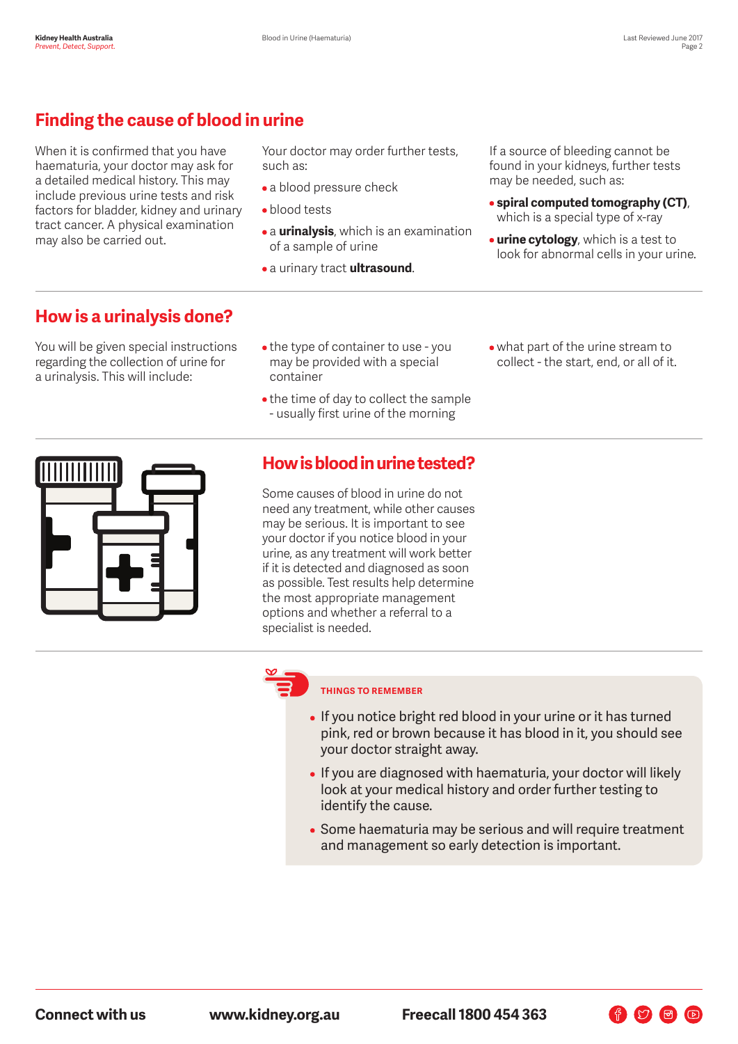## Finding the cause of blood in urine

When it is confirmed that you have haematuria, your doctor may ask for a detailed medical history. This may include previous urine tests and risk factors for bladder, kidney and urinary tract cancer. A physical examination may also be carried out.

Your doctor may order further tests, such as:

- a blood pressure check
- blood tests
- a **urinalysis**, which is an examination of a sample of urine
- a urinary tract **ultrasound**.

If a source of bleeding cannot be found in your kidneys, further tests may be needed, such as:

- **spiral computed tomography (CT)**, which is a special type of x-ray
- **urine cytology**, which is a test to look for abnormal cells in your urine.

## How is a urinalysis done?

You will be given special instructions regarding the collection of urine for a urinalysis. This will include:

- the type of container to use - you may be provided with a special container
- the time of day to collect the sample - usually first urine of the morning
- what part of the urine stream to collect - the start, end, or all of it.

## How is blood in urine tested?

Some causes of blood in urine do not need any treatment, while other causes may be serious. It is important to see your doctor if you notice blood in your urine, as any treatment will work better if it is detected and diagnosed as soon as possible. Test results help determine the most appropriate management options and whether a referral to a specialist is needed.

**THINGS TO REMEMBER**

- If you notice bright red blood in your urine or it has turned pink, red or brown because it has blood in it, you should see your doctor straight away.
- If you are diagnosed with haematuria, your doctor will likely look at your medical history and order further testing to identify the cause.
- Some haematuria may be serious and will require treatment and management so early detection is important.

**Connect with us** **www.kidney.org.au** **Freecall 1800 454 363**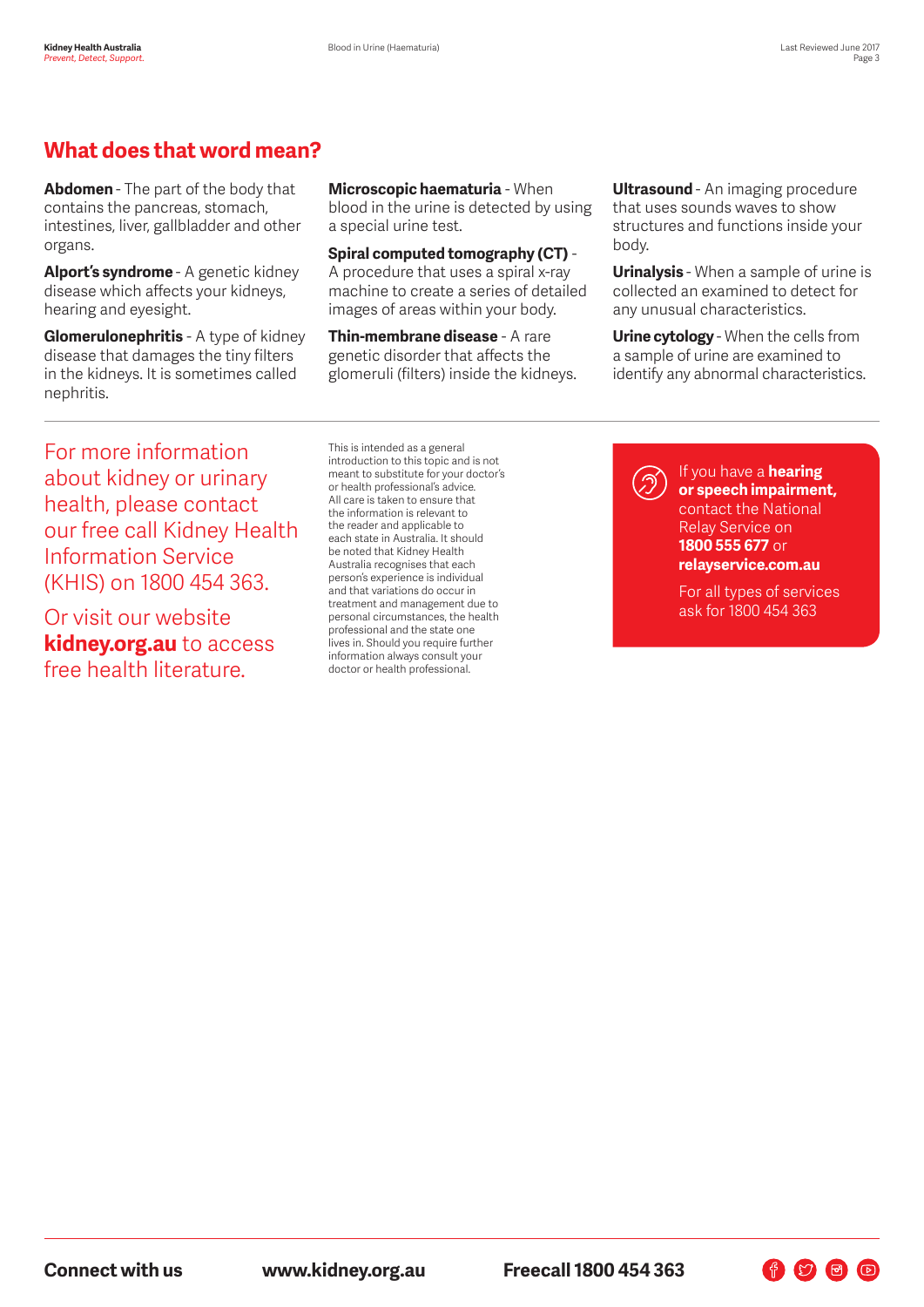## What does that word mean?

**Abdomen** - The part of the body that contains the pancreas, stomach, intestines, liver, gallbladder and other organs.

**Alport's syndrome** - A genetic kidney disease which affects your kidneys, hearing and eyesight.

**Glomerulonephritis** - A type of kidney disease that damages the tiny filters in the kidneys. It is sometimes called nephritis.

**Microscopic haematuria** - When blood in the urine is detected by using a special urine test.

**Spiral computed tomography (CT)** - A procedure that uses a spiral x-ray machine to create a series of detailed images of areas within your body.

**Thin-membrane disease** - A rare genetic disorder that affects the glomeruli (filters) inside the kidneys.

**Ultrasound** - An imaging procedure that uses sounds waves to show structures and functions inside your body.

**Urinalysis** - When a sample of urine is collected an examined to detect for any unusual characteristics.

**Urine cytology** - When the cells from a sample of urine are examined to identify any abnormal characteristics.

---

For more information about kidney or urinary health, please contact our free call Kidney Health Information Service (KHIS) on 1800 454 363.

Or visit our website **kidney.org.au** to access free health literature.

This is intended as a general introduction to this topic and is not meant to substitute for your doctor's or health professional's advice. All care is taken to ensure that the information is relevant to the reader and applicable to each state in Australia. It should be noted that Kidney Health Australia recognises that each person's experience is individual and that variations do occur in treatment and management due to personal circumstances, the health professional and the state one lives in. Should you require further information always consult your doctor or health professional.

If you have a **hearing or speech impairment,** contact the National Relay Service on **1800 555 677** or **relayservice.com.au**

For all types of services ask for 1800 454 363

**Connect with us** **www.kidney.org.au** **Freecall 1800 454 363**